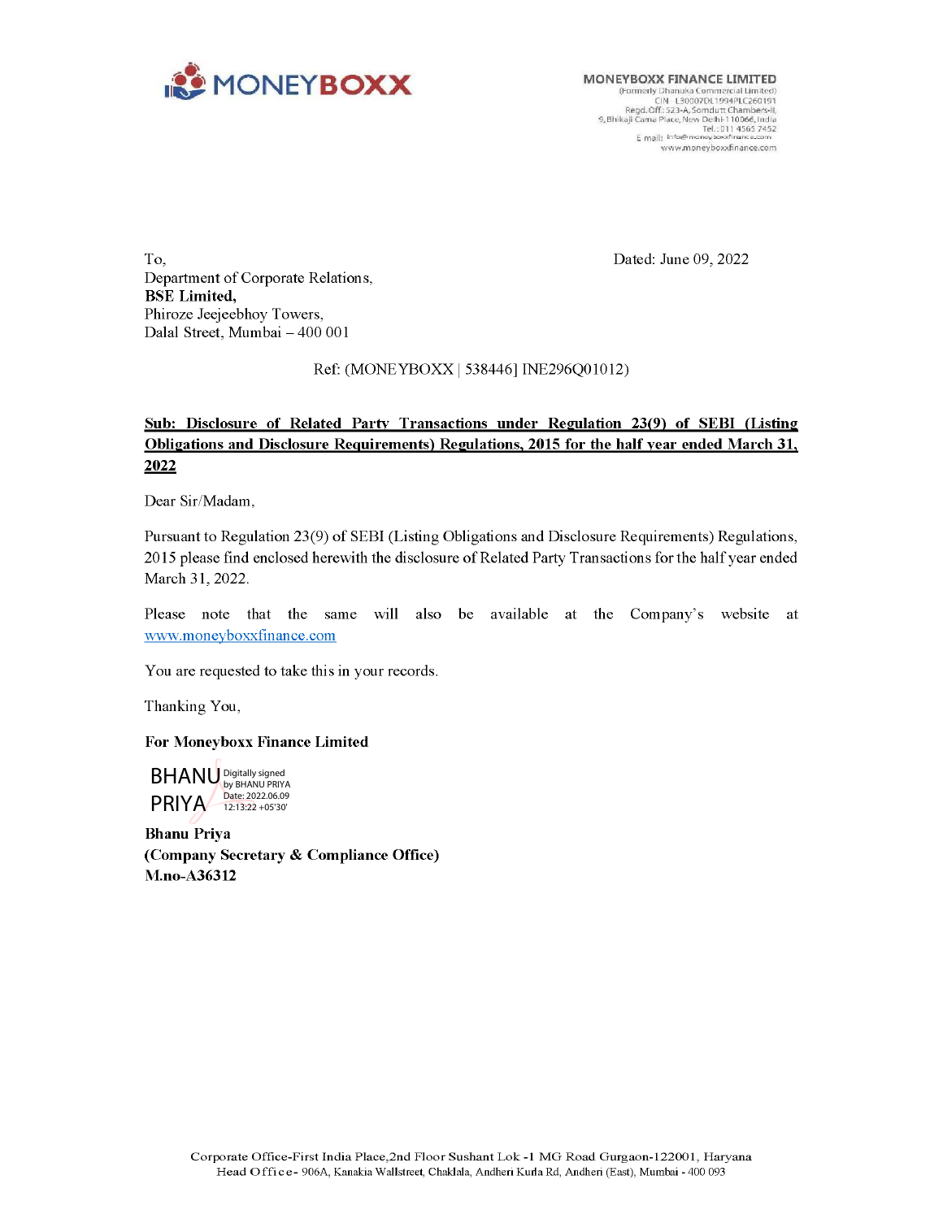MONEYBOXX

**MONEYBOXX FINANCE LIMITED**
(Formerly Dhanuka Commercial Limited)
CIN L30007DL1994PLC260191
Regd. Off.: 523-A, Somdutt Chambers-II,
9, Bhikaji Cama Place, New Delhi-110066, India
Tel.: 011 4565 7452
E mail: info@moneyboxxfinance.com
www.moneyboxxfinance.com

To,
Department of Corporate Relations,
**BSE Limited,**
Phiroze Jeejeebhoy Towers,
Dalal Street, Mumbai – 400 001

Dated: June 09, 2022

Ref: (MONEYBOXX | 538446| INE296Q01012)

**Sub: Disclosure of Related Party Transactions under Regulation 23(9) of SEBI (Listing Obligations and Disclosure Requirements) Regulations, 2015 for the half year ended March 31, 2022**

Dear Sir/Madam,

Pursuant to Regulation 23(9) of SEBI (Listing Obligations and Disclosure Requirements) Regulations, 2015 please find enclosed herewith the disclosure of Related Party Transactions for the half year ended March 31, 2022.

Please note that the same will also be available at the Company's website at www.moneyboxxfinance.com

You are requested to take this in your records.

Thanking You,

**For Moneyboxx Finance Limited**

BHANU PRIYA
Digitally signed by BHANU PRIYA
Date: 2022.06.09 12:13:22 +05'30'

**Bhanu Priya**
**(Company Secretary & Compliance Office)**
**M.no-A36312**

Corporate Office-First India Place,2nd Floor Sushant Lok -1 MG Road Gurgaon-122001, Haryana
Head Office- 906A, Kanakia Wallstreet, Chaklala, Andheri Kurla Rd, Andheri (East), Mumbai - 400 093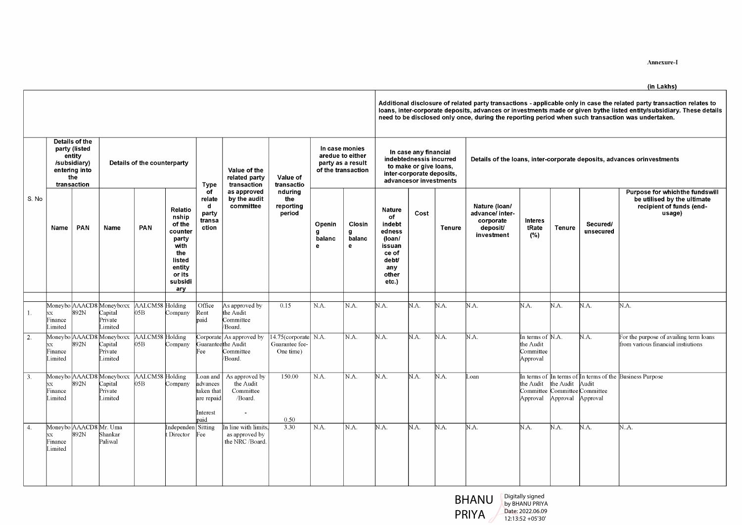Annexure-I

(in Lakhs)

| S. No | Details of the party (listed entity /subsidiary) entering into the transaction | | Details of the counterparty | | | Type of related party transaction | Value of the related party transaction as approved by the audit committee | Value of transaction during the reporting period | In case monies are due to either party as a result of the transaction | | Additional disclosure of related party transactions - applicable only in case the related party transaction relates to loans, inter-corporate deposits, advances or investments made or given by the listed entity/subsidiary. These details need to be disclosed only once, during the reporting period when such transaction was undertaken. In case any financial indebtedness is incurred to make or give loans, inter-corporate deposits, advances or investments | | | Details of the loans, inter-corporate deposits, advances or investments | | | | |
|---|---|---|---|---|---|---|---|---|---|---|---|---|---|---|---|---|---|---|
| | Name | PAN | Name | PAN | Relationship of the counterparty with the listed entity or its subsidiary | | | | Opening balance | Closing balance | Nature of indebtedness (loan/ issuance of debt/ any other etc.) | Cost | Tenure | Nature (loan/ advance/ inter-corporate deposit/ investment | Interest Rate (%) | Tenure | Secured/ unsecured | Purpose for which the funds will be utilised by the ultimate recipient of funds (end-usage) |
| 1. | Moneyboxx Finance Limited | AAACD8892N | Moneyboxx Capital Private Limited | AALCM5805B | Holding Company | Office Rent paid | As approved by the Audit Committee /Board. | 0.15 | N.A. | N.A. | N.A. | N.A. | N.A. | N.A. | N.A. | N.A. | N.A. | N.A. |
| 2. | Moneyboxx Finance Limited | AAACD8892N | Moneyboxx Capital Private Limited | AALCM5805B | Holding Company | Corporate Guarantee Fee | As approved by the Audit Committee /Board. | 14.75(corporate Guarantee fee-One time) | N.A. | N.A. | N.A. | N.A. | N.A. | N.A. | In terms of the Audit Committee Approval | N.A. | N.A. | For the purpose of availing term loans from various financial instiutions |
| 3. | Moneyboxx Finance Limited | AAACD8892N | Moneyboxx Capital Private Limited | AALCM5805B | Holding Company | Loan and advances taken that are repaid<br><br>Interest paid | As approved by the Audit Committee /Board.<br><br>- | 150.00<br><br>0.50 | N.A. | N.A. | N.A. | N.A. | N.A. | Loan | In terms of the Audit Committee Approval | In terms of the Audit Committee Approval | In terms of the Audit Committee Approval | Business Purpose |
| 4. | Moneyboxx Finance Limited | AAACD8892N | Mr. Uma Shankar Paliwal | | Independent Director | Sitting Fee | In line with limits, as approved by the NRC /Board. | 3.30 | N.A. | N.A. | N.A. | N.A. | N.A. | N.A. | N.A. | N.A. | N.A. | N..A. |

BHANU PRIYA — Digitally signed by BHANU PRIYA Date: 2022.06.09 12:13:52 +05'30'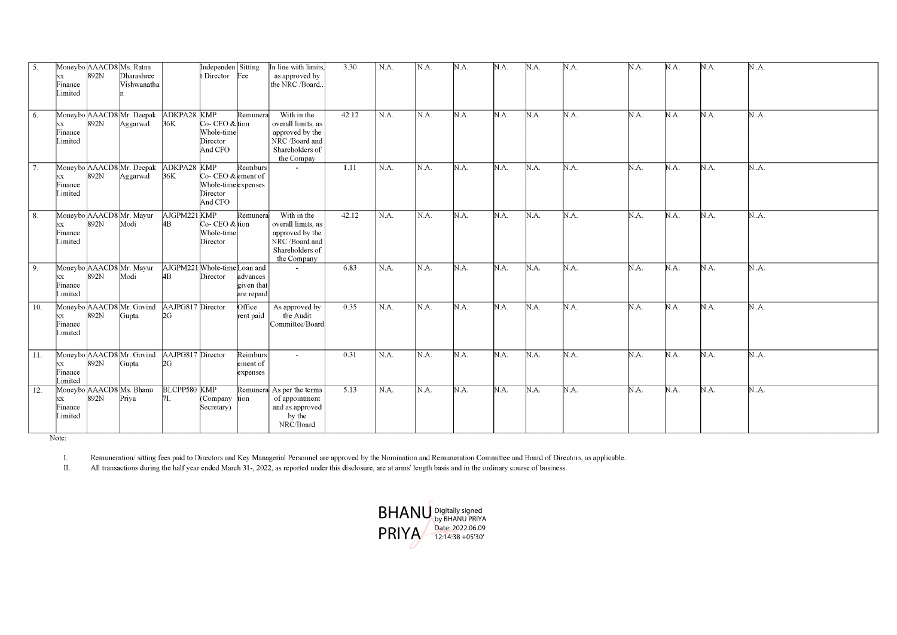| | | | | | | | | | | | | | | | | | | | |
|---|---|---|---|---|---|---|---|---|---|---|---|---|---|---|---|---|---|---|---|
| 5. | Moneyboxx Finance Limited | AAACD8892N | Ms. Ratna Dharashree Vishwanathan | | Independent Director | Sitting Fee | In line with limits, as approved by the NRC /Board.. | 3.30 | N.A. | N.A. | N.A. | N.A. | N.A. | N.A. | N.A. | N.A. | N.A. | N..A. |
| 6. | Moneyboxx Finance Limited | AAACD8892N | Mr. Deepak Aggarwal | ADKPA2836K | KMP Co- CEO & Whole-time Director And CFO | Remuneration | With in the overall limits, as approved by the NRC /Board and Shareholders of the Compay | 42.12 | N.A. | N.A. | N.A. | N.A. | N.A. | N.A. | N.A. | N.A. | N.A. | N..A. |
| 7. | Moneyboxx Finance Limited | AAACD8892N | Mr. Deepak Aggarwal | ADKPA2836K | KMP Co- CEO & Whole-time Director And CFO | Reimbursement of expenses | - | 1.11 | N.A. | N.A. | N.A. | N.A. | N.A. | N.A. | N.A. | N.A. | N.A. | N..A. |
| 8. | Moneyboxx Finance Limited | AAACD8892N | Mr. Mayur Modi | AJGPM2214B | KMP Co- CEO & Whole-time Director | Remuneration | With in the overall limits, as approved by the NRC /Board and Shareholders of the Company | 42.12 | N.A. | N.A. | N.A. | N.A. | N.A. | N.A. | N.A. | N.A. | N.A. | N..A. |
| 9. | Moneyboxx Finance Limited | AAACD8892N | Mr. Mayur Modi | AJGPM2214B | Whole-time Director | Loan and advances given that are repaid | - | 6.83 | N.A. | N.A. | N.A. | N.A. | N.A. | N.A. | N.A. | N.A. | N.A. | N..A. |
| 10. | Moneyboxx Finance Limited | AAACD8892N | Mr. Govind Gupta | AAJPG8172G | Director | Office rent paid | As approved by the Audit Committee/Board | 0.35 | N.A. | N.A. | N.A. | N.A. | N.A. | N.A. | N.A. | N.A. | N.A. | N..A. |
| 11. | Moneyboxx Finance Limited | AAACD8892N | Mr. Govind Gupta | AAJPG8172G | Director | Reimbursement of expenses | - | 0.31 | N.A. | N.A. | N.A. | N.A. | N.A. | N.A. | N.A. | N.A. | N.A. | N..A. |
| 12. | Moneyboxx Finance Limited | AAACD8892N | Ms. Bhanu Priya | BLCPP5807L | KMP (Company Secretary) | Remuneration | As per the terms of appointment and as approved by the NRC/Board | 5.13 | N.A. | N.A. | N.A. | N.A. | N.A. | N.A. | N.A. | N.A. | N.A. | N..A. |

Note:

I. Remuneration/ sitting fees paid to Directors and Key Managerial Personnel are approved by the Nomination and Remuneration Committee and Board of Directors, as applicable.

II. All transactions during the half year ended March 31-, 2022, as reported under this disclosure, are at arms' length basis and in the ordinary course of business.

BHANU PRIYA Digitally signed by BHANU PRIYA Date: 2022.06.09 12:14:38 +05'30'